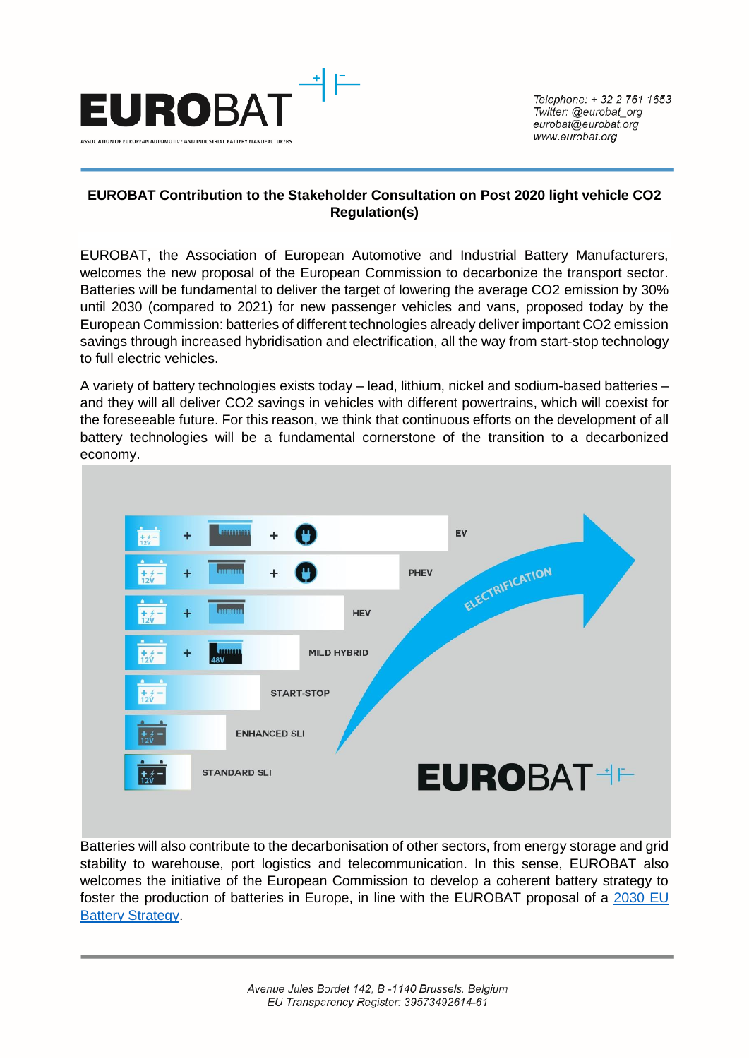**EUROBAT Contribution to the Stakeholder Consultation on Post 2020 light vehicle CO2 Regulation(s)**

EUROBAT, the Association of European Automotive and Industrial Battery Manufacturers, welcomes the new proposal of the European Commission to decarbonize the transport sector. Batteries will be fundamental to deliver the target of lowering the average CO2 emission by 30% until 2030 (compared to 2021) for new passenger vehicles and vans, proposed today by the European Commission: batteries of different technologies already deliver important CO2 emission savings through increased hybridisation and electrification, all the way from start-stop technology to full electric vehicles.

A variety of battery technologies exists today – lead, lithium, nickel and sodium-based batteries – and they will all deliver CO2 savings in vehicles with different powertrains, which will coexist for the foreseeable future. For this reason, we think that continuous efforts on the development of all battery technologies will be a fundamental cornerstone of the transition to a decarbonized economy.

Batteries will also contribute to the decarbonisation of other sectors, from energy storage and grid stability to warehouse, port logistics and telecommunication. In this sense, EUROBAT also welcomes the initiative of the European Commission to develop a coherent battery strategy to foster the production of batteries in Europe, in line with the EUROBAT proposal of a [2030 EU Battery Strategy](#).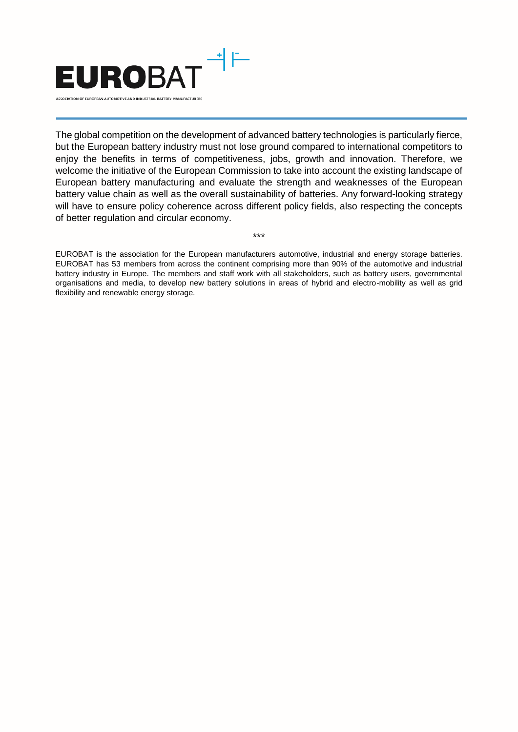The global competition on the development of advanced battery technologies is particularly fierce, but the European battery industry must not lose ground compared to international competitors to enjoy the benefits in terms of competitiveness, jobs, growth and innovation. Therefore, we welcome the initiative of the European Commission to take into account the existing landscape of European battery manufacturing and evaluate the strength and weaknesses of the European battery value chain as well as the overall sustainability of batteries. Any forward-looking strategy will have to ensure policy coherence across different policy fields, also respecting the concepts of better regulation and circular economy.

***

EUROBAT is the association for the European manufacturers automotive, industrial and energy storage batteries. EUROBAT has 53 members from across the continent comprising more than 90% of the automotive and industrial battery industry in Europe. The members and staff work with all stakeholders, such as battery users, governmental organisations and media, to develop new battery solutions in areas of hybrid and electro-mobility as well as grid flexibility and renewable energy storage.